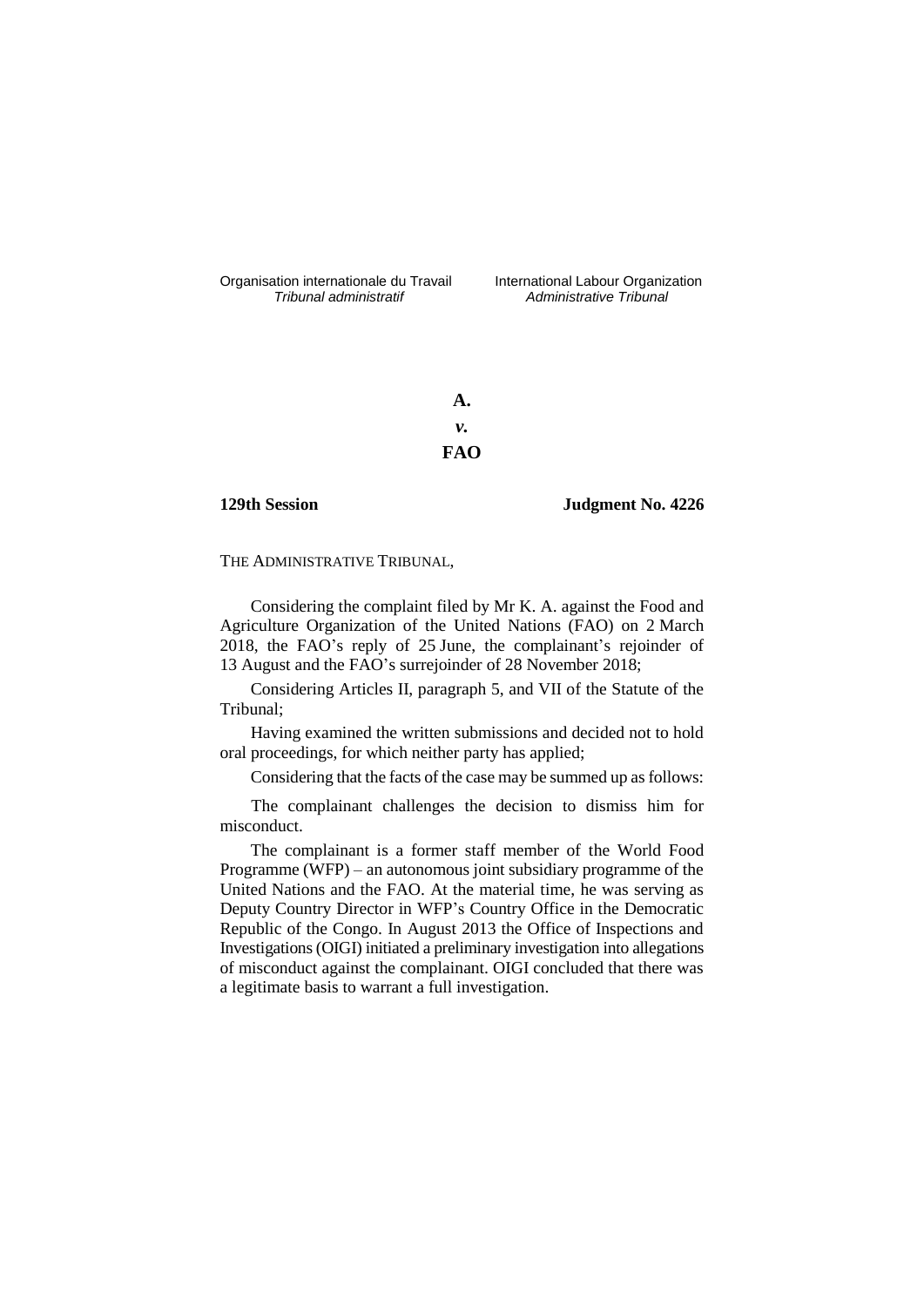Organisation internationale du Travail
*Tribunal administratif*

International Labour Organization
*Administrative Tribunal*

**A.**

***v.***

**FAO**

**129th Session** **Judgment No. 4226**

THE ADMINISTRATIVE TRIBUNAL,

Considering the complaint filed by Mr K. A. against the Food and Agriculture Organization of the United Nations (FAO) on 2 March 2018, the FAO's reply of 25 June, the complainant's rejoinder of 13 August and the FAO's surrejoinder of 28 November 2018;

Considering Articles II, paragraph 5, and VII of the Statute of the Tribunal;

Having examined the written submissions and decided not to hold oral proceedings, for which neither party has applied;

Considering that the facts of the case may be summed up as follows:

The complainant challenges the decision to dismiss him for misconduct.

The complainant is a former staff member of the World Food Programme (WFP) – an autonomous joint subsidiary programme of the United Nations and the FAO. At the material time, he was serving as Deputy Country Director in WFP's Country Office in the Democratic Republic of the Congo. In August 2013 the Office of Inspections and Investigations (OIGI) initiated a preliminary investigation into allegations of misconduct against the complainant. OIGI concluded that there was a legitimate basis to warrant a full investigation.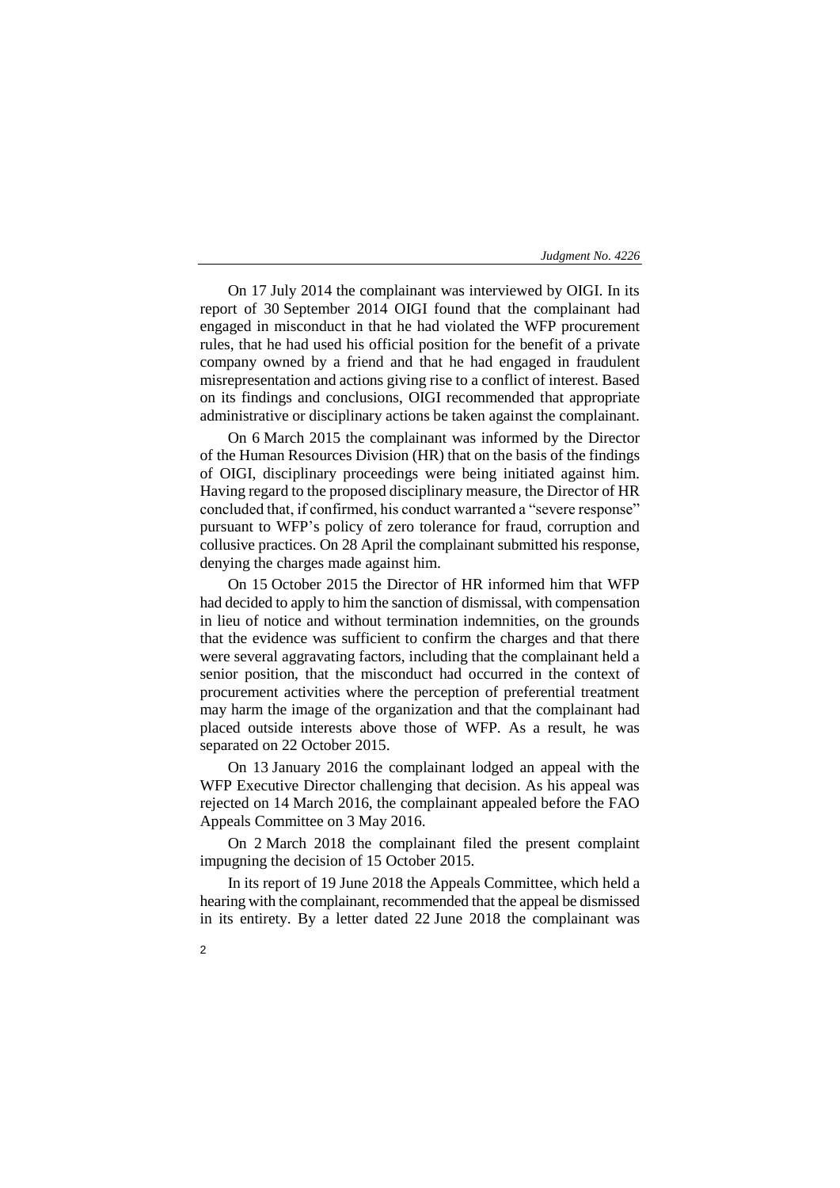On 17 July 2014 the complainant was interviewed by OIGI. In its report of 30 September 2014 OIGI found that the complainant had engaged in misconduct in that he had violated the WFP procurement rules, that he had used his official position for the benefit of a private company owned by a friend and that he had engaged in fraudulent misrepresentation and actions giving rise to a conflict of interest. Based on its findings and conclusions, OIGI recommended that appropriate administrative or disciplinary actions be taken against the complainant.

On 6 March 2015 the complainant was informed by the Director of the Human Resources Division (HR) that on the basis of the findings of OIGI, disciplinary proceedings were being initiated against him. Having regard to the proposed disciplinary measure, the Director of HR concluded that, if confirmed, his conduct warranted a "severe response" pursuant to WFP's policy of zero tolerance for fraud, corruption and collusive practices. On 28 April the complainant submitted his response, denying the charges made against him.

On 15 October 2015 the Director of HR informed him that WFP had decided to apply to him the sanction of dismissal, with compensation in lieu of notice and without termination indemnities, on the grounds that the evidence was sufficient to confirm the charges and that there were several aggravating factors, including that the complainant held a senior position, that the misconduct had occurred in the context of procurement activities where the perception of preferential treatment may harm the image of the organization and that the complainant had placed outside interests above those of WFP. As a result, he was separated on 22 October 2015.

On 13 January 2016 the complainant lodged an appeal with the WFP Executive Director challenging that decision. As his appeal was rejected on 14 March 2016, the complainant appealed before the FAO Appeals Committee on 3 May 2016.

On 2 March 2018 the complainant filed the present complaint impugning the decision of 15 October 2015.

In its report of 19 June 2018 the Appeals Committee, which held a hearing with the complainant, recommended that the appeal be dismissed in its entirety. By a letter dated 22 June 2018 the complainant was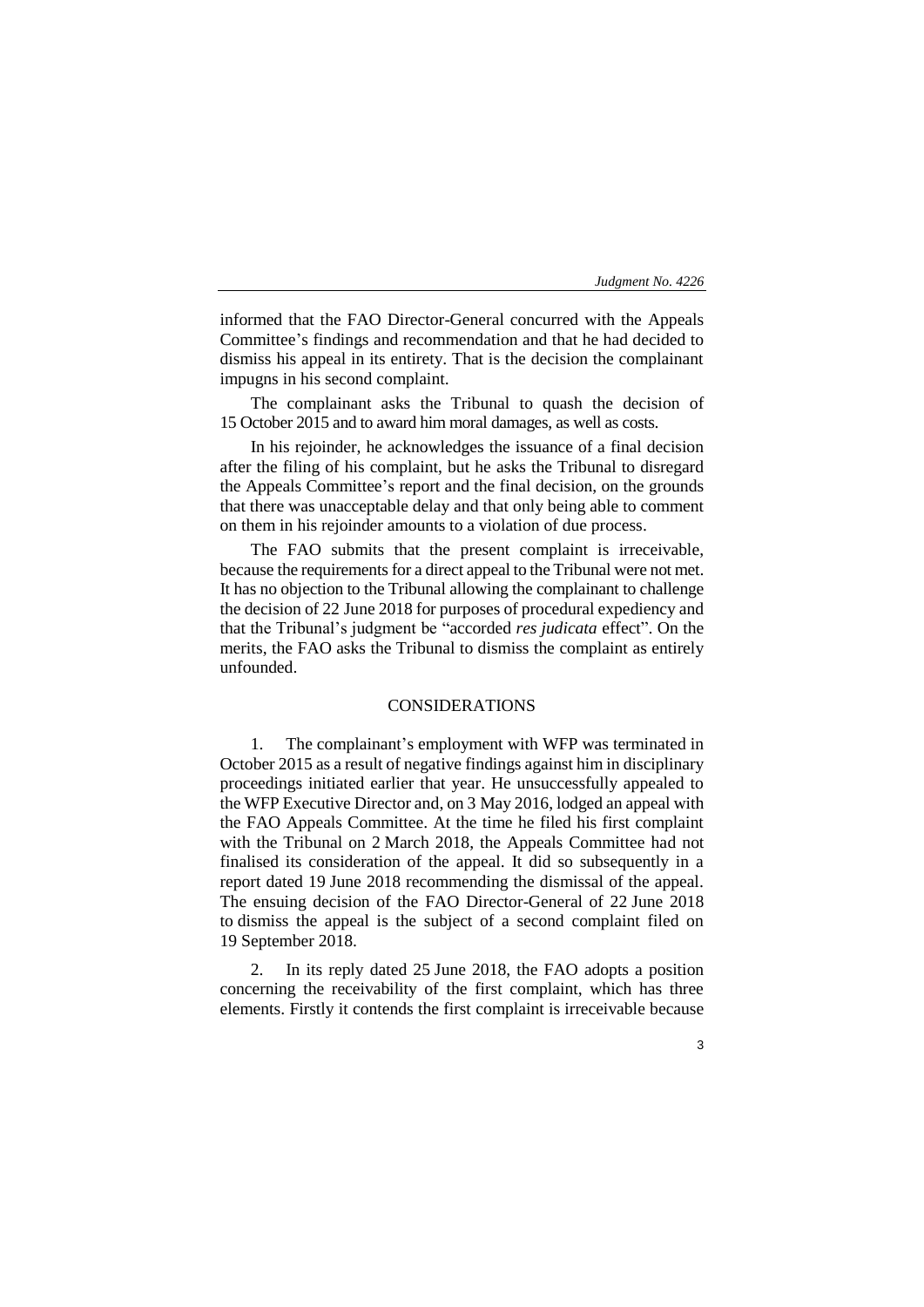informed that the FAO Director-General concurred with the Appeals Committee's findings and recommendation and that he had decided to dismiss his appeal in its entirety. That is the decision the complainant impugns in his second complaint.

The complainant asks the Tribunal to quash the decision of 15 October 2015 and to award him moral damages, as well as costs.

In his rejoinder, he acknowledges the issuance of a final decision after the filing of his complaint, but he asks the Tribunal to disregard the Appeals Committee's report and the final decision, on the grounds that there was unacceptable delay and that only being able to comment on them in his rejoinder amounts to a violation of due process.

The FAO submits that the present complaint is irreceivable, because the requirements for a direct appeal to the Tribunal were not met. It has no objection to the Tribunal allowing the complainant to challenge the decision of 22 June 2018 for purposes of procedural expediency and that the Tribunal's judgment be "accorded *res judicata* effect". On the merits, the FAO asks the Tribunal to dismiss the complaint as entirely unfounded.

## CONSIDERATIONS

1. The complainant's employment with WFP was terminated in October 2015 as a result of negative findings against him in disciplinary proceedings initiated earlier that year. He unsuccessfully appealed to the WFP Executive Director and, on 3 May 2016, lodged an appeal with the FAO Appeals Committee. At the time he filed his first complaint with the Tribunal on 2 March 2018, the Appeals Committee had not finalised its consideration of the appeal. It did so subsequently in a report dated 19 June 2018 recommending the dismissal of the appeal. The ensuing decision of the FAO Director-General of 22 June 2018 to dismiss the appeal is the subject of a second complaint filed on 19 September 2018.

2. In its reply dated 25 June 2018, the FAO adopts a position concerning the receivability of the first complaint, which has three elements. Firstly it contends the first complaint is irreceivable because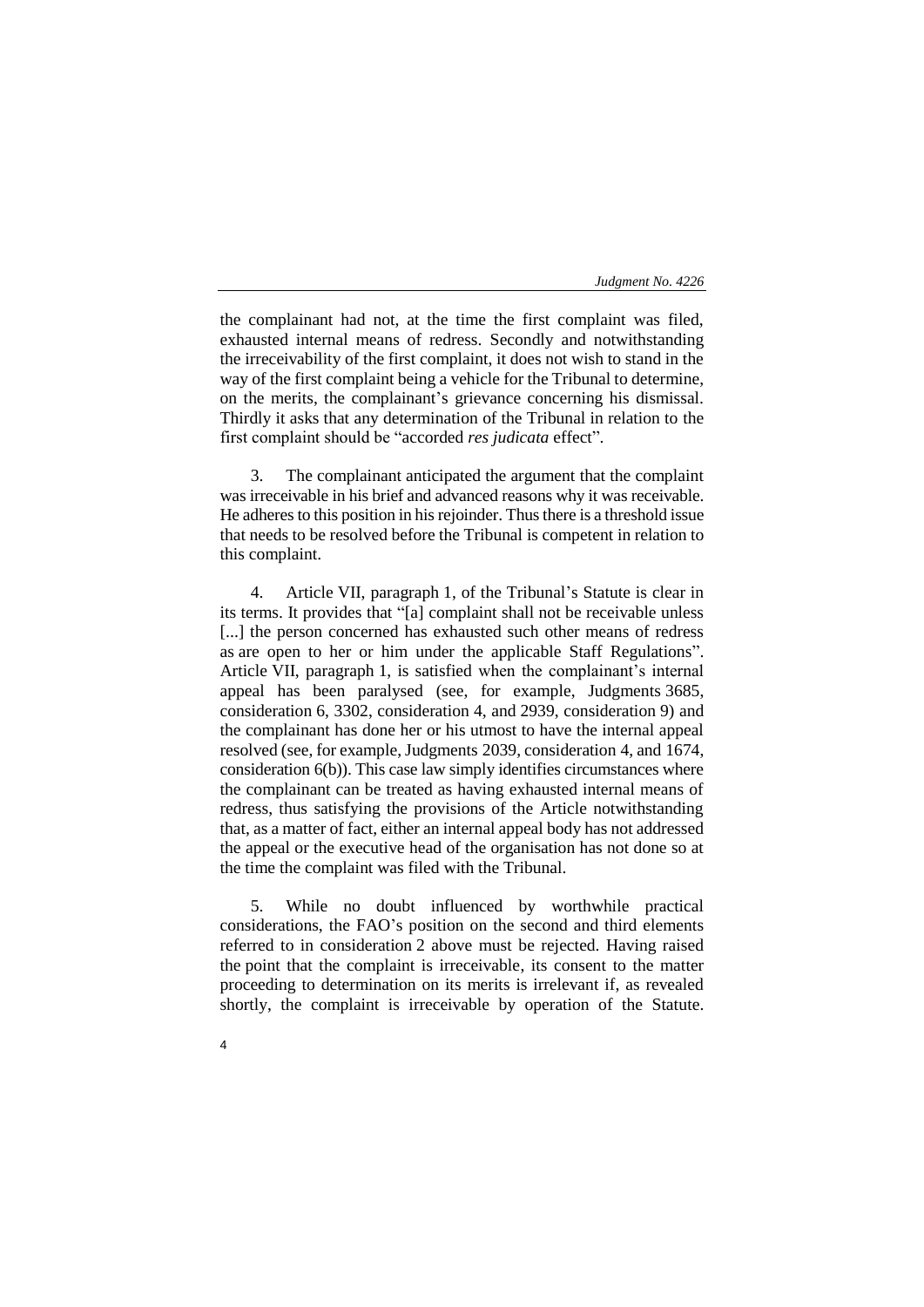the complainant had not, at the time the first complaint was filed, exhausted internal means of redress. Secondly and notwithstanding the irreceivability of the first complaint, it does not wish to stand in the way of the first complaint being a vehicle for the Tribunal to determine, on the merits, the complainant's grievance concerning his dismissal. Thirdly it asks that any determination of the Tribunal in relation to the first complaint should be "accorded *res judicata* effect".

3. The complainant anticipated the argument that the complaint was irreceivable in his brief and advanced reasons why it was receivable. He adheres to this position in his rejoinder. Thus there is a threshold issue that needs to be resolved before the Tribunal is competent in relation to this complaint.

4. Article VII, paragraph 1, of the Tribunal's Statute is clear in its terms. It provides that "[a] complaint shall not be receivable unless [...] the person concerned has exhausted such other means of redress as are open to her or him under the applicable Staff Regulations". Article VII, paragraph 1, is satisfied when the complainant's internal appeal has been paralysed (see, for example, Judgments 3685, consideration 6, 3302, consideration 4, and 2939, consideration 9) and the complainant has done her or his utmost to have the internal appeal resolved (see, for example, Judgments 2039, consideration 4, and 1674, consideration 6(b)). This case law simply identifies circumstances where the complainant can be treated as having exhausted internal means of redress, thus satisfying the provisions of the Article notwithstanding that, as a matter of fact, either an internal appeal body has not addressed the appeal or the executive head of the organisation has not done so at the time the complaint was filed with the Tribunal.

5. While no doubt influenced by worthwhile practical considerations, the FAO's position on the second and third elements referred to in consideration 2 above must be rejected. Having raised the point that the complaint is irreceivable, its consent to the matter proceeding to determination on its merits is irrelevant if, as revealed shortly, the complaint is irreceivable by operation of the Statute.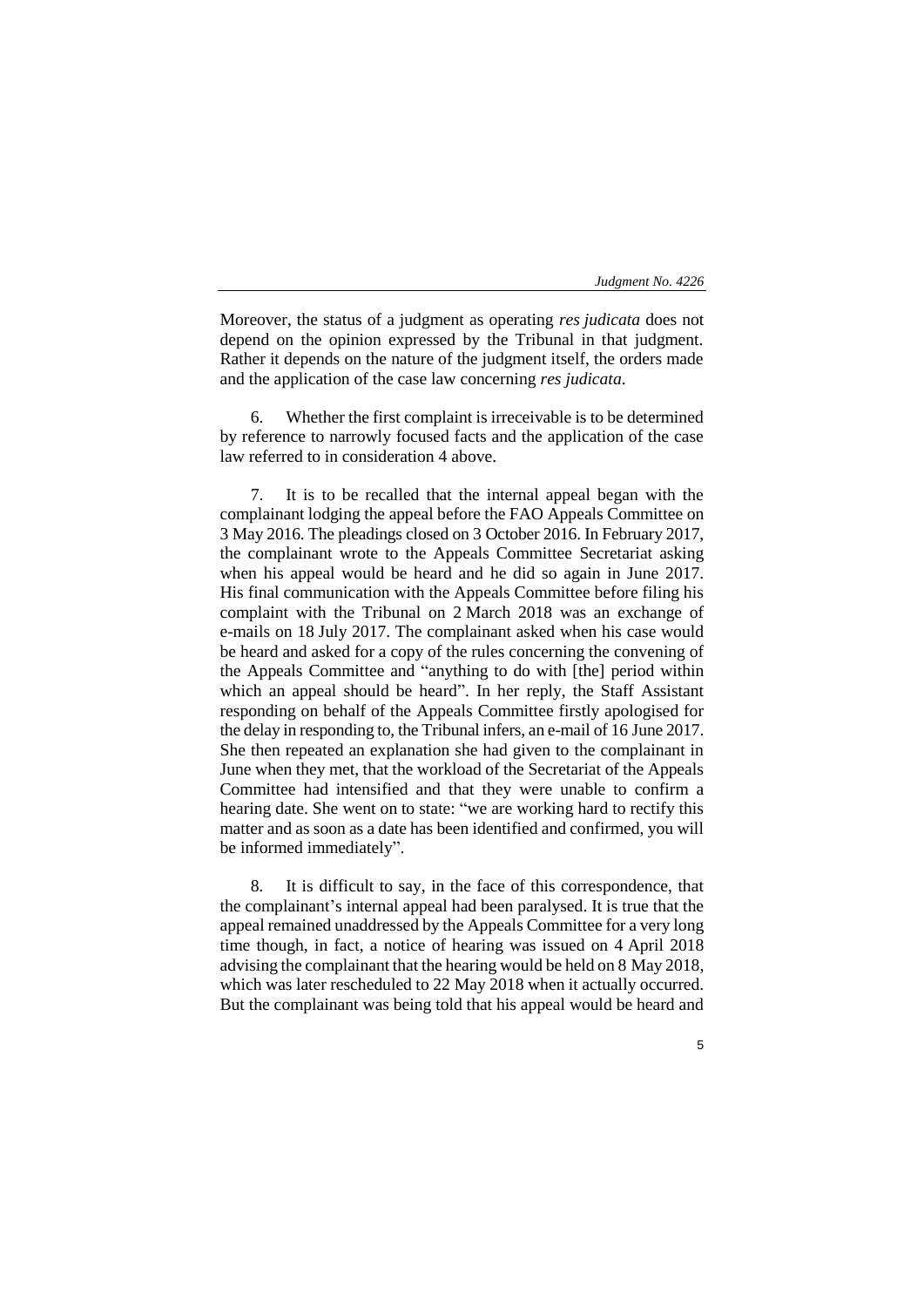Moreover, the status of a judgment as operating *res judicata* does not depend on the opinion expressed by the Tribunal in that judgment. Rather it depends on the nature of the judgment itself, the orders made and the application of the case law concerning *res judicata*.

6. Whether the first complaint is irreceivable is to be determined by reference to narrowly focused facts and the application of the case law referred to in consideration 4 above.

7. It is to be recalled that the internal appeal began with the complainant lodging the appeal before the FAO Appeals Committee on 3 May 2016. The pleadings closed on 3 October 2016. In February 2017, the complainant wrote to the Appeals Committee Secretariat asking when his appeal would be heard and he did so again in June 2017. His final communication with the Appeals Committee before filing his complaint with the Tribunal on 2 March 2018 was an exchange of e-mails on 18 July 2017. The complainant asked when his case would be heard and asked for a copy of the rules concerning the convening of the Appeals Committee and "anything to do with [the] period within which an appeal should be heard". In her reply, the Staff Assistant responding on behalf of the Appeals Committee firstly apologised for the delay in responding to, the Tribunal infers, an e-mail of 16 June 2017. She then repeated an explanation she had given to the complainant in June when they met, that the workload of the Secretariat of the Appeals Committee had intensified and that they were unable to confirm a hearing date. She went on to state: "we are working hard to rectify this matter and as soon as a date has been identified and confirmed, you will be informed immediately".

8. It is difficult to say, in the face of this correspondence, that the complainant's internal appeal had been paralysed. It is true that the appeal remained unaddressed by the Appeals Committee for a very long time though, in fact, a notice of hearing was issued on 4 April 2018 advising the complainant that the hearing would be held on 8 May 2018, which was later rescheduled to 22 May 2018 when it actually occurred. But the complainant was being told that his appeal would be heard and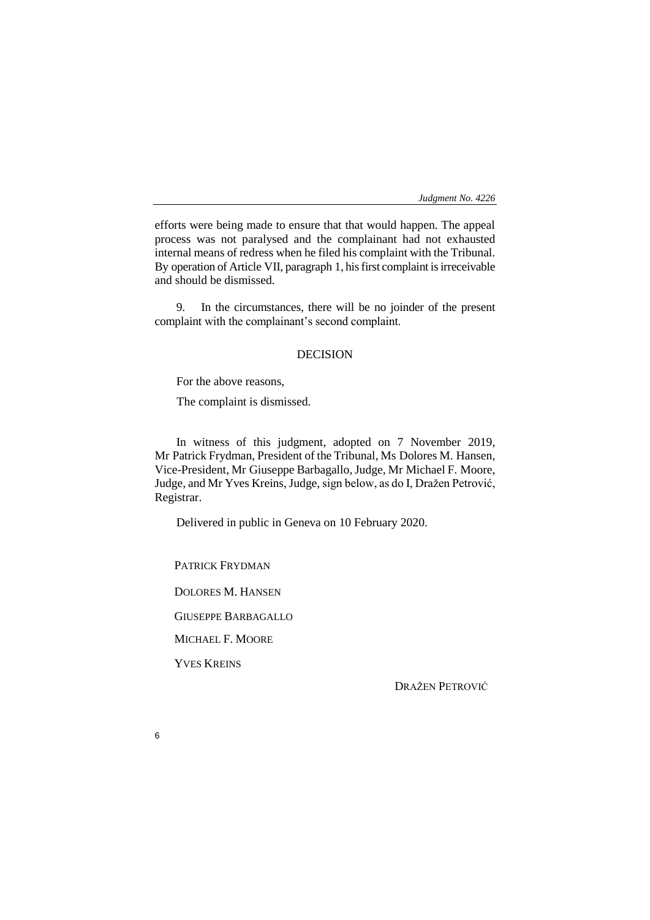efforts were being made to ensure that that would happen. The appeal process was not paralysed and the complainant had not exhausted internal means of redress when he filed his complaint with the Tribunal. By operation of Article VII, paragraph 1, his first complaint is irreceivable and should be dismissed.

9. In the circumstances, there will be no joinder of the present complaint with the complainant's second complaint.

## DECISION

For the above reasons,

The complaint is dismissed.

In witness of this judgment, adopted on 7 November 2019, Mr Patrick Frydman, President of the Tribunal, Ms Dolores M. Hansen, Vice-President, Mr Giuseppe Barbagallo, Judge, Mr Michael F. Moore, Judge, and Mr Yves Kreins, Judge, sign below, as do I, Dražen Petrović, Registrar.

Delivered in public in Geneva on 10 February 2020.

PATRICK FRYDMAN

DOLORES M. HANSEN

GIUSEPPE BARBAGALLO

MICHAEL F. MOORE

YVES KREINS

DRAŽEN PETROVIĆ